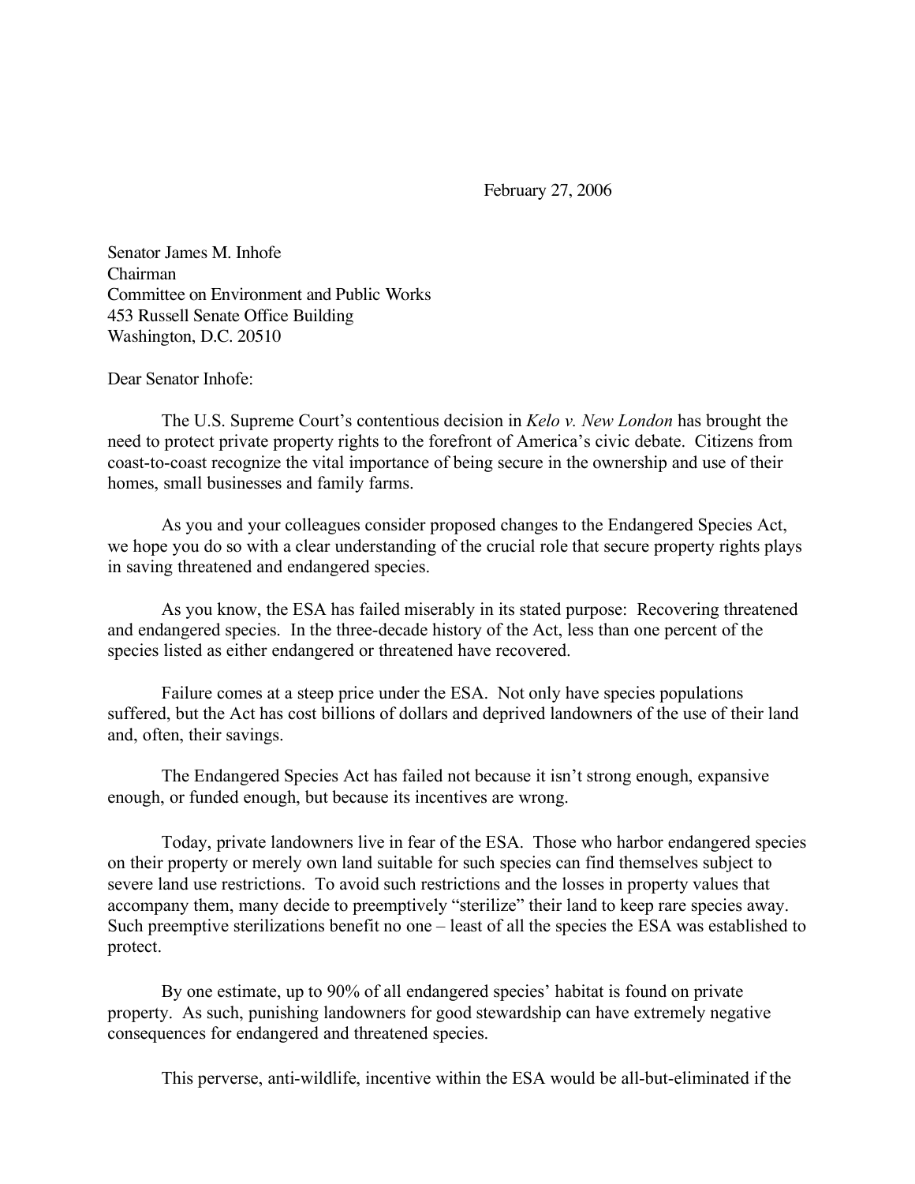February 27, 2006

Senator James M. Inhofe
Chairman
Committee on Environment and Public Works
453 Russell Senate Office Building
Washington, D.C. 20510

Dear Senator Inhofe:

The U.S. Supreme Court's contentious decision in *Kelo v. New London* has brought the need to protect private property rights to the forefront of America's civic debate. Citizens from coast-to-coast recognize the vital importance of being secure in the ownership and use of their homes, small businesses and family farms.

As you and your colleagues consider proposed changes to the Endangered Species Act, we hope you do so with a clear understanding of the crucial role that secure property rights plays in saving threatened and endangered species.

As you know, the ESA has failed miserably in its stated purpose: Recovering threatened and endangered species. In the three-decade history of the Act, less than one percent of the species listed as either endangered or threatened have recovered.

Failure comes at a steep price under the ESA. Not only have species populations suffered, but the Act has cost billions of dollars and deprived landowners of the use of their land and, often, their savings.

The Endangered Species Act has failed not because it isn't strong enough, expansive enough, or funded enough, but because its incentives are wrong.

Today, private landowners live in fear of the ESA. Those who harbor endangered species on their property or merely own land suitable for such species can find themselves subject to severe land use restrictions. To avoid such restrictions and the losses in property values that accompany them, many decide to preemptively "sterilize" their land to keep rare species away. Such preemptive sterilizations benefit no one – least of all the species the ESA was established to protect.

By one estimate, up to 90% of all endangered species' habitat is found on private property. As such, punishing landowners for good stewardship can have extremely negative consequences for endangered and threatened species.

This perverse, anti-wildlife, incentive within the ESA would be all-but-eliminated if the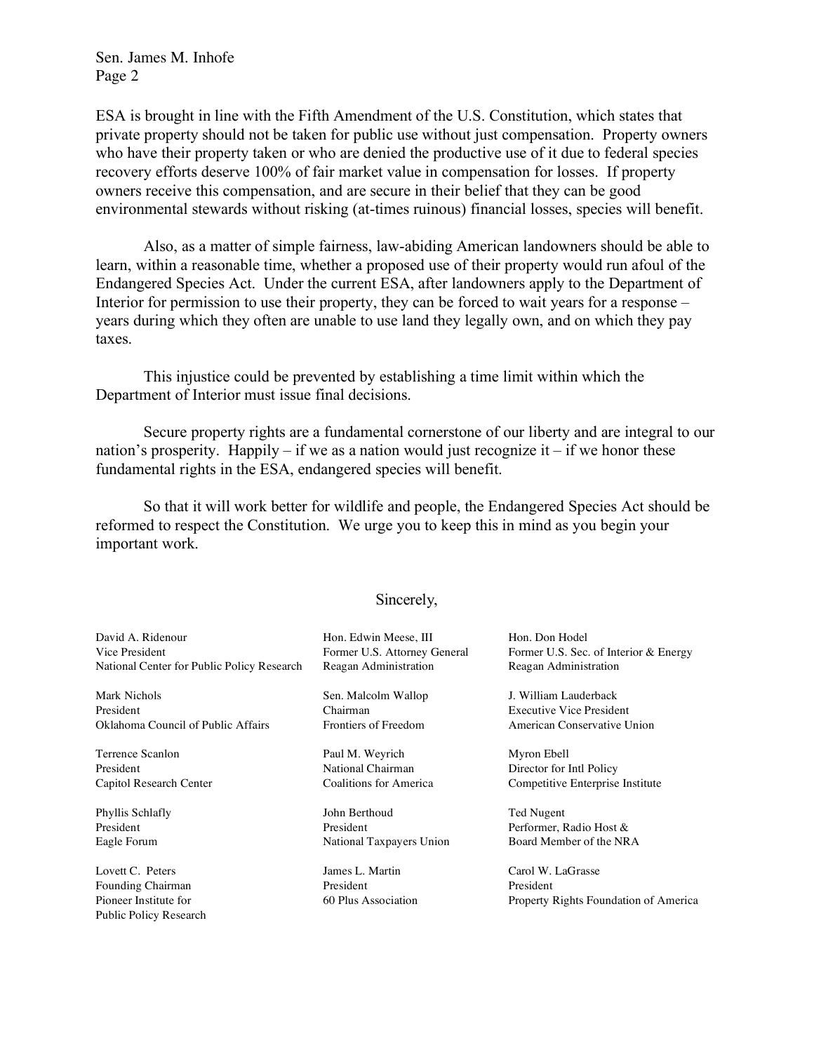ESA is brought in line with the Fifth Amendment of the U.S. Constitution, which states that private property should not be taken for public use without just compensation. Property owners who have their property taken or who are denied the productive use of it due to federal species recovery efforts deserve 100% of fair market value in compensation for losses. If property owners receive this compensation, and are secure in their belief that they can be good environmental stewards without risking (at-times ruinous) financial losses, species will benefit.

Also, as a matter of simple fairness, law-abiding American landowners should be able to learn, within a reasonable time, whether a proposed use of their property would run afoul of the Endangered Species Act. Under the current ESA, after landowners apply to the Department of Interior for permission to use their property, they can be forced to wait years for a response – years during which they often are unable to use land they legally own, and on which they pay taxes.

This injustice could be prevented by establishing a time limit within which the Department of Interior must issue final decisions.

Secure property rights are a fundamental cornerstone of our liberty and are integral to our nation's prosperity. Happily – if we as a nation would just recognize it – if we honor these fundamental rights in the ESA, endangered species will benefit.

So that it will work better for wildlife and people, the Endangered Species Act should be reformed to respect the Constitution. We urge you to keep this in mind as you begin your important work.

Sincerely,

David A. Ridenour
Vice President
National Center for Public Policy Research

Hon. Edwin Meese, III
Former U.S. Attorney General
Reagan Administration

Hon. Don Hodel
Former U.S. Sec. of Interior & Energy
Reagan Administration

Mark Nichols
President
Oklahoma Council of Public Affairs

Sen. Malcolm Wallop
Chairman
Frontiers of Freedom

J. William Lauderback
Executive Vice President
American Conservative Union

Terrence Scanlon
President
Capitol Research Center

Paul M. Weyrich
National Chairman
Coalitions for America

Myron Ebell
Director for Intl Policy
Competitive Enterprise Institute

Phyllis Schlafly
President
Eagle Forum

John Berthoud
President
National Taxpayers Union

Ted Nugent
Performer, Radio Host &
Board Member of the NRA

Lovett C. Peters
Founding Chairman
Pioneer Institute for
Public Policy Research

James L. Martin
President
60 Plus Association

Carol W. LaGrasse
President
Property Rights Foundation of America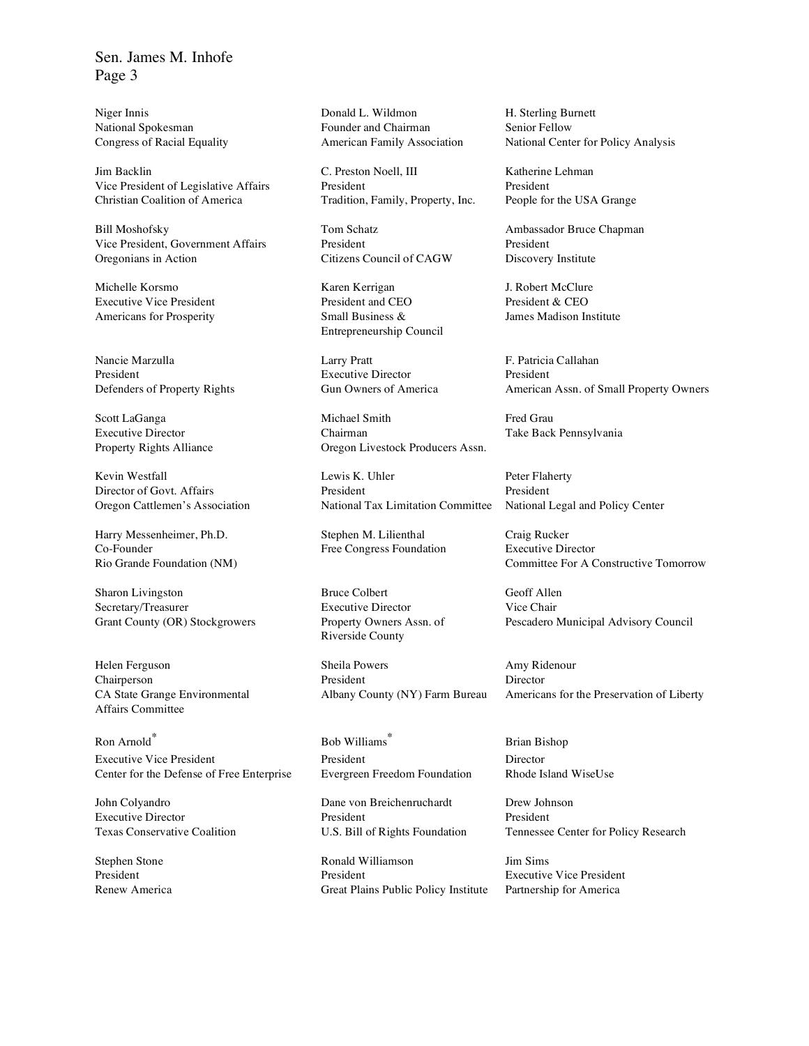Niger Innis
National Spokesman
Congress of Racial Equality

Donald L. Wildmon
Founder and Chairman
American Family Association

H. Sterling Burnett
Senior Fellow
National Center for Policy Analysis

Jim Backlin
Vice President of Legislative Affairs
Christian Coalition of America

C. Preston Noell, III
President
Tradition, Family, Property, Inc.

Katherine Lehman
President
People for the USA Grange

Bill Moshofsky
Vice President, Government Affairs
Oregonians in Action

Tom Schatz
President
Citizens Council of CAGW

Ambassador Bruce Chapman
President
Discovery Institute

Michelle Korsmo
Executive Vice President
Americans for Prosperity

Karen Kerrigan
President and CEO
Small Business & Entrepreneurship Council

J. Robert McClure
President & CEO
James Madison Institute

Nancie Marzulla
President
Defenders of Property Rights

Larry Pratt
Executive Director
Gun Owners of America

F. Patricia Callahan
President
American Assn. of Small Property Owners

Scott LaGanga
Executive Director
Property Rights Alliance

Michael Smith
Chairman
Oregon Livestock Producers Assn.

Fred Grau
Take Back Pennsylvania

Kevin Westfall
Director of Govt. Affairs
Oregon Cattlemen's Association

Lewis K. Uhler
President
National Tax Limitation Committee

Peter Flaherty
President
National Legal and Policy Center

Harry Messenheimer, Ph.D.
Co-Founder
Rio Grande Foundation (NM)

Stephen M. Lilienthal
Free Congress Foundation

Craig Rucker
Executive Director
Committee For A Constructive Tomorrow

Sharon Livingston
Secretary/Treasurer
Grant County (OR) Stockgrowers

Bruce Colbert
Executive Director
Property Owners Assn. of Riverside County

Geoff Allen
Vice Chair
Pescadero Municipal Advisory Council

Helen Ferguson
Chairperson
CA State Grange Environmental Affairs Committee

Sheila Powers
President
Albany County (NY) Farm Bureau

Amy Ridenour
Director
Americans for the Preservation of Liberty

Ron Arnold*
Executive Vice President
Center for the Defense of Free Enterprise

Bob Williams*
President
Evergreen Freedom Foundation

Brian Bishop
Director
Rhode Island WiseUse

John Colyandro
Executive Director
Texas Conservative Coalition

Dane von Breichenruchardt
President
U.S. Bill of Rights Foundation

Drew Johnson
President
Tennessee Center for Policy Research

Stephen Stone
President
Renew America

Ronald Williamson
President
Great Plains Public Policy Institute

Jim Sims
Executive Vice President
Partnership for America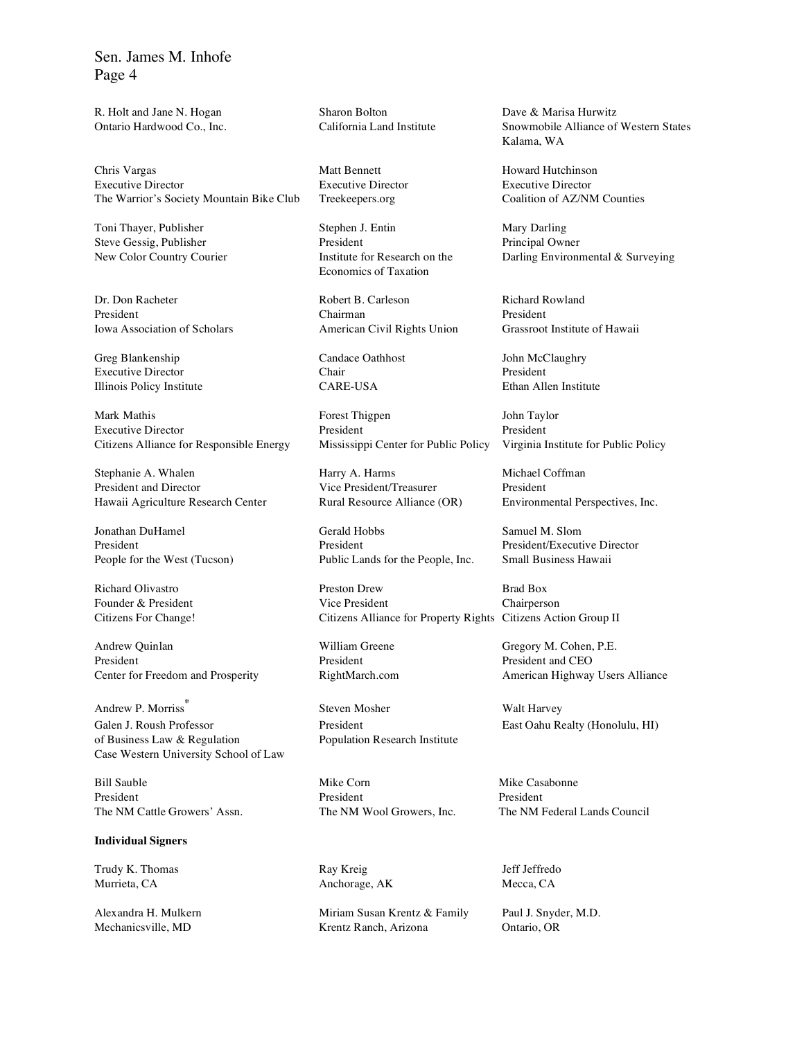R. Holt and Jane N. Hogan
Ontario Hardwood Co., Inc.

Sharon Bolton
California Land Institute

Dave & Marisa Hurwitz
Snowmobile Alliance of Western States
Kalama, WA

Chris Vargas
Executive Director
The Warrior's Society Mountain Bike Club

Matt Bennett
Executive Director
Treekeepers.org

Howard Hutchinson
Executive Director
Coalition of AZ/NM Counties

Toni Thayer, Publisher
Steve Gessig, Publisher
New Color Country Courier

Stephen J. Entin
President
Institute for Research on the Economics of Taxation

Mary Darling
Principal Owner
Darling Environmental & Surveying

Dr. Don Racheter
President
Iowa Association of Scholars

Robert B. Carleson
Chairman
American Civil Rights Union

Richard Rowland
President
Grassroot Institute of Hawaii

Greg Blankenship
Executive Director
Illinois Policy Institute

Candace Oathhost
Chair
CARE-USA

John McClaughry
President
Ethan Allen Institute

Mark Mathis
Executive Director
Citizens Alliance for Responsible Energy

Forest Thigpen
President
Mississippi Center for Public Policy

John Taylor
President
Virginia Institute for Public Policy

Stephanie A. Whalen
President and Director
Hawaii Agriculture Research Center

Harry A. Harms
Vice President/Treasurer
Rural Resource Alliance (OR)

Michael Coffman
President
Environmental Perspectives, Inc.

Jonathan DuHamel
President
People for the West (Tucson)

Gerald Hobbs
President
Public Lands for the People, Inc.

Samuel M. Slom
President/Executive Director
Small Business Hawaii

Richard Olivastro
Founder & President
Citizens For Change!

Preston Drew
Vice President
Citizens Alliance for Property Rights

Brad Box
Chairperson
Citizens Action Group II

Andrew Quinlan
President
Center for Freedom and Prosperity

William Greene
President
RightMarch.com

Gregory M. Cohen, P.E.
President and CEO
American Highway Users Alliance

Andrew P. Morriss*
Galen J. Roush Professor of Business Law & Regulation
Case Western University School of Law

Steven Mosher
President
Population Research Institute

Walt Harvey
East Oahu Realty (Honolulu, HI)

Bill Sauble
President
The NM Cattle Growers' Assn.

Mike Corn
President
The NM Wool Growers, Inc.

Mike Casabonne
President
The NM Federal Lands Council

**Individual Signers**

Trudy K. Thomas
Murrieta, CA

Ray Kreig
Anchorage, AK

Jeff Jeffredo
Mecca, CA

Alexandra H. Mulkern
Mechanicsville, MD

Miriam Susan Krentz & Family
Krentz Ranch, Arizona

Paul J. Snyder, M.D.
Ontario, OR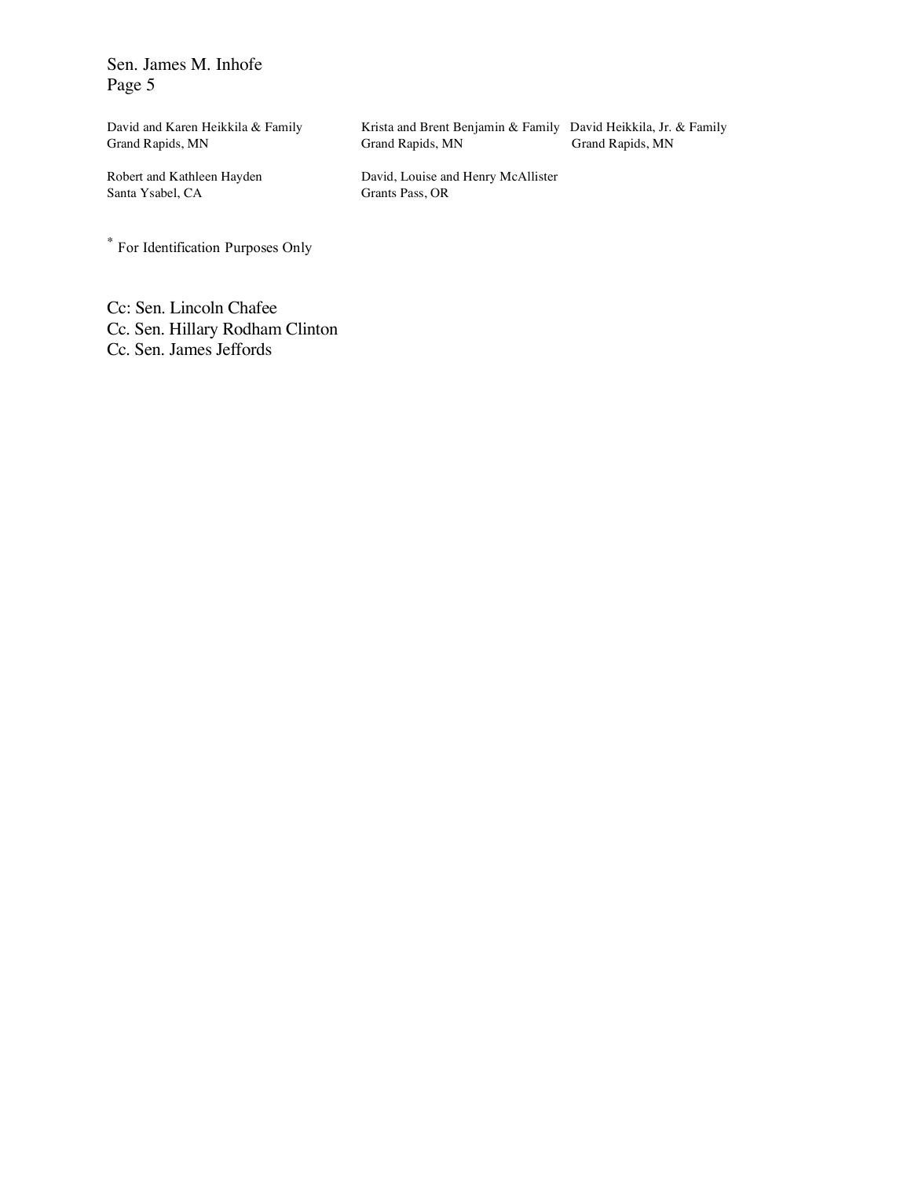David and Karen Heikkila & Family
Grand Rapids, MN

Krista and Brent Benjamin & Family
Grand Rapids, MN

David Heikkila, Jr. & Family
Grand Rapids, MN

Robert and Kathleen Hayden
Santa Ysabel, CA

David, Louise and Henry McAllister
Grants Pass, OR

* For Identification Purposes Only

Cc: Sen. Lincoln Chafee
Cc. Sen. Hillary Rodham Clinton
Cc. Sen. James Jeffords